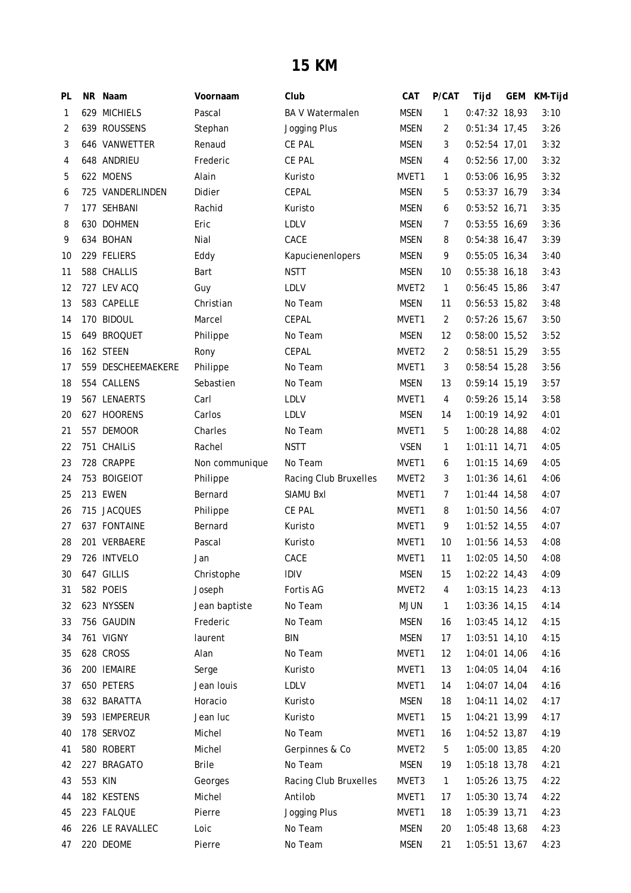# 15 KM

| PL | NR | Naam | Voornaam | Club | CAT | P/CAT | Tijd | GEM | KM-Tijd |
|---|---|---|---|---|---|---|---|---|---|
| 1 | 629 | MICHIELS | Pascal | BA V Watermalen | MSEN | 1 | 0:47:32 | 18,93 | 3:10 |
| 2 | 639 | ROUSSENS | Stephan | Jogging Plus | MSEN | 2 | 0:51:34 | 17,45 | 3:26 |
| 3 | 646 | VANWETTER | Renaud | CE PAL | MSEN | 3 | 0:52:54 | 17,01 | 3:32 |
| 4 | 648 | ANDRIEU | Frederic | CE PAL | MSEN | 4 | 0:52:56 | 17,00 | 3:32 |
| 5 | 622 | MOENS | Alain | Kuristo | MVET1 | 1 | 0:53:06 | 16,95 | 3:32 |
| 6 | 725 | VANDERLINDEN | Didier | CEPAL | MSEN | 5 | 0:53:37 | 16,79 | 3:34 |
| 7 | 177 | SEHBANI | Rachid | Kuristo | MSEN | 6 | 0:53:52 | 16,71 | 3:35 |
| 8 | 630 | DOHMEN | Eric | LDLV | MSEN | 7 | 0:53:55 | 16,69 | 3:36 |
| 9 | 634 | BOHAN | Nial | CACE | MSEN | 8 | 0:54:38 | 16,47 | 3:39 |
| 10 | 229 | FELIERS | Eddy | Kapucienenlopers | MSEN | 9 | 0:55:05 | 16,34 | 3:40 |
| 11 | 588 | CHALLIS | Bart | NSTT | MSEN | 10 | 0:55:38 | 16,18 | 3:43 |
| 12 | 727 | LEV ACQ | Guy | LDLV | MVET2 | 1 | 0:56:45 | 15,86 | 3:47 |
| 13 | 583 | CAPELLE | Christian | No Team | MSEN | 11 | 0:56:53 | 15,82 | 3:48 |
| 14 | 170 | BIDOUL | Marcel | CEPAL | MVET1 | 2 | 0:57:26 | 15,67 | 3:50 |
| 15 | 649 | BROQUET | Philippe | No Team | MSEN | 12 | 0:58:00 | 15,52 | 3:52 |
| 16 | 162 | STEEN | Rony | CEPAL | MVET2 | 2 | 0:58:51 | 15,29 | 3:55 |
| 17 | 559 | DESCHEEMAEKERE | Philippe | No Team | MVET1 | 3 | 0:58:54 | 15,28 | 3:56 |
| 18 | 554 | CALLENS | Sebastien | No Team | MSEN | 13 | 0:59:14 | 15,19 | 3:57 |
| 19 | 567 | LENAERTS | Carl | LDLV | MVET1 | 4 | 0:59:26 | 15,14 | 3:58 |
| 20 | 627 | HOORENS | Carlos | LDLV | MSEN | 14 | 1:00:19 | 14,92 | 4:01 |
| 21 | 557 | DEMOOR | Charles | No Team | MVET1 | 5 | 1:00:28 | 14,88 | 4:02 |
| 22 | 751 | CHAILiS | Rachel | NSTT | VSEN | 1 | 1:01:11 | 14,71 | 4:05 |
| 23 | 728 | CRAPPE | Non communique | No Team | MVET1 | 6 | 1:01:15 | 14,69 | 4:05 |
| 24 | 753 | BOIGEIOT | Philippe | Racing Club Bruxelles | MVET2 | 3 | 1:01:36 | 14,61 | 4:06 |
| 25 | 213 | EWEN | Bernard | SIAMU Bxl | MVET1 | 7 | 1:01:44 | 14,58 | 4:07 |
| 26 | 715 | JACQUES | Philippe | CE PAL | MVET1 | 8 | 1:01:50 | 14,56 | 4:07 |
| 27 | 637 | FONTAINE | Bernard | Kuristo | MVET1 | 9 | 1:01:52 | 14,55 | 4:07 |
| 28 | 201 | VERBAERE | Pascal | Kuristo | MVET1 | 10 | 1:01:56 | 14,53 | 4:08 |
| 29 | 726 | INTVELO | Jan | CACE | MVET1 | 11 | 1:02:05 | 14,50 | 4:08 |
| 30 | 647 | GILLIS | Christophe | IDIV | MSEN | 15 | 1:02:22 | 14,43 | 4:09 |
| 31 | 582 | POEIS | Joseph | Fortis AG | MVET2 | 4 | 1:03:15 | 14,23 | 4:13 |
| 32 | 623 | NYSSEN | Jean baptiste | No Team | MJUN | 1 | 1:03:36 | 14,15 | 4:14 |
| 33 | 756 | GAUDIN | Frederic | No Team | MSEN | 16 | 1:03:45 | 14,12 | 4:15 |
| 34 | 761 | VIGNY | laurent | BIN | MSEN | 17 | 1:03:51 | 14,10 | 4:15 |
| 35 | 628 | CROSS | Alan | No Team | MVET1 | 12 | 1:04:01 | 14,06 | 4:16 |
| 36 | 200 | lEMAIRE | Serge | Kuristo | MVET1 | 13 | 1:04:05 | 14,04 | 4:16 |
| 37 | 650 | PETERS | Jean louis | LDLV | MVET1 | 14 | 1:04:07 | 14,04 | 4:16 |
| 38 | 632 | BARATTA | Horacio | Kuristo | MSEN | 18 | 1:04:11 | 14,02 | 4:17 |
| 39 | 593 | lEMPEREUR | Jean luc | Kuristo | MVET1 | 15 | 1:04:21 | 13,99 | 4:17 |
| 40 | 178 | SERVOZ | Michel | No Team | MVET1 | 16 | 1:04:52 | 13,87 | 4:19 |
| 41 | 580 | ROBERT | Michel | Gerpinnes & Co | MVET2 | 5 | 1:05:00 | 13,85 | 4:20 |
| 42 | 227 | BRAGATO | Brile | No Team | MSEN | 19 | 1:05:18 | 13,78 | 4:21 |
| 43 | 553 | KIN | Georges | Racing Club Bruxelles | MVET3 | 1 | 1:05:26 | 13,75 | 4:22 |
| 44 | 182 | KESTENS | Michel | Antilob | MVET1 | 17 | 1:05:30 | 13,74 | 4:22 |
| 45 | 223 | FALQUE | Pierre | Jogging Plus | MVET1 | 18 | 1:05:39 | 13,71 | 4:23 |
| 46 | 226 | LE RAVALLEC | Loic | No Team | MSEN | 20 | 1:05:48 | 13,68 | 4:23 |
| 47 | 220 | DEOME | Pierre | No Team | MSEN | 21 | 1:05:51 | 13,67 | 4:23 |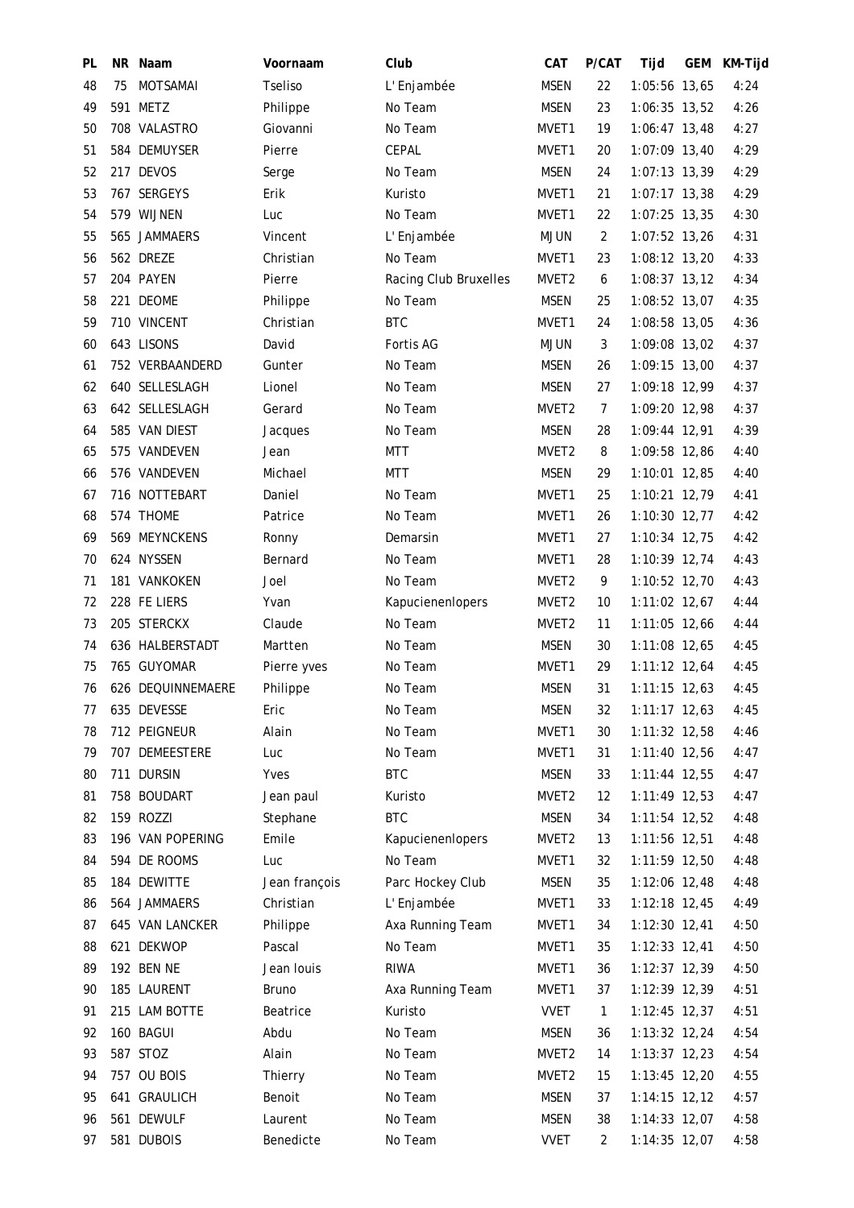| PL | NR | Naam | Voornaam | Club | CAT | P/CAT | Tijd | GEM | KM-Tijd |
|---|---|---|---|---|---|---|---|---|---|
| 48 | 75 | MOTSAMAI | Tseliso | L' Enjambée | MSEN | 22 | 1:05:56 | 13,65 | 4:24 |
| 49 | 591 | METZ | Philippe | No Team | MSEN | 23 | 1:06:35 | 13,52 | 4:26 |
| 50 | 708 | VALASTRO | Giovanni | No Team | MVET1 | 19 | 1:06:47 | 13,48 | 4:27 |
| 51 | 584 | DEMUYSER | Pierre | CEPAL | MVET1 | 20 | 1:07:09 | 13,40 | 4:29 |
| 52 | 217 | DEVOS | Serge | No Team | MSEN | 24 | 1:07:13 | 13,39 | 4:29 |
| 53 | 767 | SERGEYS | Erik | Kuristo | MVET1 | 21 | 1:07:17 | 13,38 | 4:29 |
| 54 | 579 | WIJNEN | Luc | No Team | MVET1 | 22 | 1:07:25 | 13,35 | 4:30 |
| 55 | 565 | JAMMAERS | Vincent | L' Enjambée | MJUN | 2 | 1:07:52 | 13,26 | 4:31 |
| 56 | 562 | DREZE | Christian | No Team | MVET1 | 23 | 1:08:12 | 13,20 | 4:33 |
| 57 | 204 | PAYEN | Pierre | Racing Club Bruxelles | MVET2 | 6 | 1:08:37 | 13,12 | 4:34 |
| 58 | 221 | DEOME | Philippe | No Team | MSEN | 25 | 1:08:52 | 13,07 | 4:35 |
| 59 | 710 | VINCENT | Christian | BTC | MVET1 | 24 | 1:08:58 | 13,05 | 4:36 |
| 60 | 643 | LISONS | David | Fortis AG | MJUN | 3 | 1:09:08 | 13,02 | 4:37 |
| 61 | 752 | VERBAANDERD | Gunter | No Team | MSEN | 26 | 1:09:15 | 13,00 | 4:37 |
| 62 | 640 | SELLESLAGH | Lionel | No Team | MSEN | 27 | 1:09:18 | 12,99 | 4:37 |
| 63 | 642 | SELLESLAGH | Gerard | No Team | MVET2 | 7 | 1:09:20 | 12,98 | 4:37 |
| 64 | 585 | VAN DIEST | Jacques | No Team | MSEN | 28 | 1:09:44 | 12,91 | 4:39 |
| 65 | 575 | VANDEVEN | Jean | MTT | MVET2 | 8 | 1:09:58 | 12,86 | 4:40 |
| 66 | 576 | VANDEVEN | Michael | MTT | MSEN | 29 | 1:10:01 | 12,85 | 4:40 |
| 67 | 716 | NOTTEBART | Daniel | No Team | MVET1 | 25 | 1:10:21 | 12,79 | 4:41 |
| 68 | 574 | THOME | Patrice | No Team | MVET1 | 26 | 1:10:30 | 12,77 | 4:42 |
| 69 | 569 | MEYNCKENS | Ronny | Demarsin | MVET1 | 27 | 1:10:34 | 12,75 | 4:42 |
| 70 | 624 | NYSSEN | Bernard | No Team | MVET1 | 28 | 1:10:39 | 12,74 | 4:43 |
| 71 | 181 | VANKOKEN | Joel | No Team | MVET2 | 9 | 1:10:52 | 12,70 | 4:43 |
| 72 | 228 | FE LIERS | Yvan | Kapucienenlopers | MVET2 | 10 | 1:11:02 | 12,67 | 4:44 |
| 73 | 205 | STERCKX | Claude | No Team | MVET2 | 11 | 1:11:05 | 12,66 | 4:44 |
| 74 | 636 | HALBERSTADT | Martten | No Team | MSEN | 30 | 1:11:08 | 12,65 | 4:45 |
| 75 | 765 | GUYOMAR | Pierre yves | No Team | MVET1 | 29 | 1:11:12 | 12,64 | 4:45 |
| 76 | 626 | DEQUINNEMAERE | Philippe | No Team | MSEN | 31 | 1:11:15 | 12,63 | 4:45 |
| 77 | 635 | DEVESSE | Eric | No Team | MSEN | 32 | 1:11:17 | 12,63 | 4:45 |
| 78 | 712 | PEIGNEUR | Alain | No Team | MVET1 | 30 | 1:11:32 | 12,58 | 4:46 |
| 79 | 707 | DEMEESTERE | Luc | No Team | MVET1 | 31 | 1:11:40 | 12,56 | 4:47 |
| 80 | 711 | DURSIN | Yves | BTC | MSEN | 33 | 1:11:44 | 12,55 | 4:47 |
| 81 | 758 | BOUDART | Jean paul | Kuristo | MVET2 | 12 | 1:11:49 | 12,53 | 4:47 |
| 82 | 159 | ROZZI | Stephane | BTC | MSEN | 34 | 1:11:54 | 12,52 | 4:48 |
| 83 | 196 | VAN POPERING | Emile | Kapucienenlopers | MVET2 | 13 | 1:11:56 | 12,51 | 4:48 |
| 84 | 594 | DE ROOMS | Luc | No Team | MVET1 | 32 | 1:11:59 | 12,50 | 4:48 |
| 85 | 184 | DEWITTE | Jean françois | Parc Hockey Club | MSEN | 35 | 1:12:06 | 12,48 | 4:48 |
| 86 | 564 | JAMMAERS | Christian | L' Enjambée | MVET1 | 33 | 1:12:18 | 12,45 | 4:49 |
| 87 | 645 | VAN LANCKER | Philippe | Axa Running Team | MVET1 | 34 | 1:12:30 | 12,41 | 4:50 |
| 88 | 621 | DEKWOP | Pascal | No Team | MVET1 | 35 | 1:12:33 | 12,41 | 4:50 |
| 89 | 192 | BEN NE | Jean louis | RIWA | MVET1 | 36 | 1:12:37 | 12,39 | 4:50 |
| 90 | 185 | LAURENT | Bruno | Axa Running Team | MVET1 | 37 | 1:12:39 | 12,39 | 4:51 |
| 91 | 215 | LAM BOTTE | Beatrice | Kuristo | VVET | 1 | 1:12:45 | 12,37 | 4:51 |
| 92 | 160 | BAGUI | Abdu | No Team | MSEN | 36 | 1:13:32 | 12,24 | 4:54 |
| 93 | 587 | STOZ | Alain | No Team | MVET2 | 14 | 1:13:37 | 12,23 | 4:54 |
| 94 | 757 | OU BOIS | Thierry | No Team | MVET2 | 15 | 1:13:45 | 12,20 | 4:55 |
| 95 | 641 | GRAULICH | Benoit | No Team | MSEN | 37 | 1:14:15 | 12,12 | 4:57 |
| 96 | 561 | DEWULF | Laurent | No Team | MSEN | 38 | 1:14:33 | 12,07 | 4:58 |
| 97 | 581 | DUBOIS | Benedicte | No Team | VVET | 2 | 1:14:35 | 12,07 | 4:58 |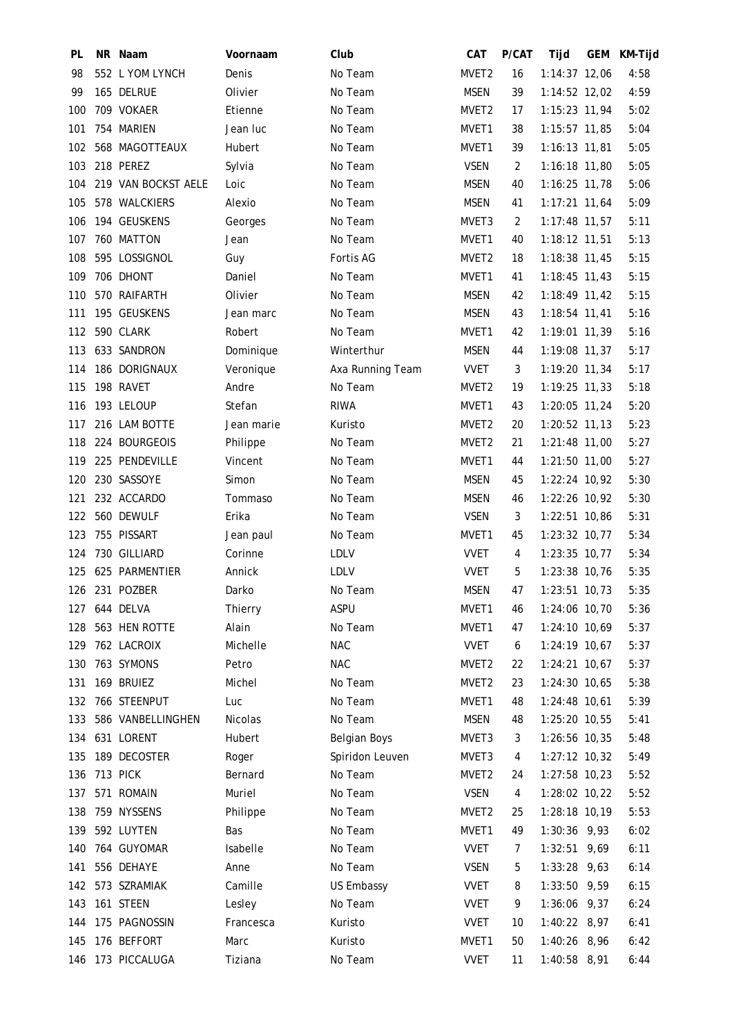| PL | NR | Naam | Voornaam | Club | CAT | P/CAT | Tijd | GEM | KM-Tijd |
|---|---|---|---|---|---|---|---|---|---|
| 98 | 552 | L YOM LYNCH | Denis | No Team | MVET2 | 16 | 1:14:37 | 12,06 | 4:58 |
| 99 | 165 | DELRUE | Olivier | No Team | MSEN | 39 | 1:14:52 | 12,02 | 4:59 |
| 100 | 709 | VOKAER | Etienne | No Team | MVET2 | 17 | 1:15:23 | 11,94 | 5:02 |
| 101 | 754 | MARIEN | Jean luc | No Team | MVET1 | 38 | 1:15:57 | 11,85 | 5:04 |
| 102 | 568 | MAGOTTEAUX | Hubert | No Team | MVET1 | 39 | 1:16:13 | 11,81 | 5:05 |
| 103 | 218 | PEREZ | Sylvia | No Team | VSEN | 2 | 1:16:18 | 11,80 | 5:05 |
| 104 | 219 | VAN BOCKST AELE | Loic | No Team | MSEN | 40 | 1:16:25 | 11,78 | 5:06 |
| 105 | 578 | WALCKIERS | Alexio | No Team | MSEN | 41 | 1:17:21 | 11,64 | 5:09 |
| 106 | 194 | GEUSKENS | Georges | No Team | MVET3 | 2 | 1:17:48 | 11,57 | 5:11 |
| 107 | 760 | MATTON | Jean | No Team | MVET1 | 40 | 1:18:12 | 11,51 | 5:13 |
| 108 | 595 | LOSSIGNOL | Guy | Fortis AG | MVET2 | 18 | 1:18:38 | 11,45 | 5:15 |
| 109 | 706 | DHONT | Daniel | No Team | MVET1 | 41 | 1:18:45 | 11,43 | 5:15 |
| 110 | 570 | RAIFARTH | Olivier | No Team | MSEN | 42 | 1:18:49 | 11,42 | 5:15 |
| 111 | 195 | GEUSKENS | Jean marc | No Team | MSEN | 43 | 1:18:54 | 11,41 | 5:16 |
| 112 | 590 | CLARK | Robert | No Team | MVET1 | 42 | 1:19:01 | 11,39 | 5:16 |
| 113 | 633 | SANDRON | Dominique | Winterthur | MSEN | 44 | 1:19:08 | 11,37 | 5:17 |
| 114 | 186 | DORIGNAUX | Veronique | Axa Running Team | VVET | 3 | 1:19:20 | 11,34 | 5:17 |
| 115 | 198 | RAVET | Andre | No Team | MVET2 | 19 | 1:19:25 | 11,33 | 5:18 |
| 116 | 193 | LELOUP | Stefan | RIWA | MVET1 | 43 | 1:20:05 | 11,24 | 5:20 |
| 117 | 216 | LAM BOTTE | Jean marie | Kuristo | MVET2 | 20 | 1:20:52 | 11,13 | 5:23 |
| 118 | 224 | BOURGEOIS | Philippe | No Team | MVET2 | 21 | 1:21:48 | 11,00 | 5:27 |
| 119 | 225 | PENDEVILLE | Vincent | No Team | MVET1 | 44 | 1:21:50 | 11,00 | 5:27 |
| 120 | 230 | SASSOYE | Simon | No Team | MSEN | 45 | 1:22:24 | 10,92 | 5:30 |
| 121 | 232 | ACCARDO | Tommaso | No Team | MSEN | 46 | 1:22:26 | 10,92 | 5:30 |
| 122 | 560 | DEWULF | Erika | No Team | VSEN | 3 | 1:22:51 | 10,86 | 5:31 |
| 123 | 755 | PISSART | Jean paul | No Team | MVET1 | 45 | 1:23:32 | 10,77 | 5:34 |
| 124 | 730 | GILLIARD | Corinne | LDLV | VVET | 4 | 1:23:35 | 10,77 | 5:34 |
| 125 | 625 | PARMENTIER | Annick | LDLV | VVET | 5 | 1:23:38 | 10,76 | 5:35 |
| 126 | 231 | POZBER | Darko | No Team | MSEN | 47 | 1:23:51 | 10,73 | 5:35 |
| 127 | 644 | DELVA | Thierry | ASPU | MVET1 | 46 | 1:24:06 | 10,70 | 5:36 |
| 128 | 563 | HEN ROTTE | Alain | No Team | MVET1 | 47 | 1:24:10 | 10,69 | 5:37 |
| 129 | 762 | LACROIX | Michelle | NAC | VVET | 6 | 1:24:19 | 10,67 | 5:37 |
| 130 | 763 | SYMONS | Petro | NAC | MVET2 | 22 | 1:24:21 | 10,67 | 5:37 |
| 131 | 169 | BRUIEZ | Michel | No Team | MVET2 | 23 | 1:24:30 | 10,65 | 5:38 |
| 132 | 766 | STEENPUT | Luc | No Team | MVET1 | 48 | 1:24:48 | 10,61 | 5:39 |
| 133 | 586 | VANBELLINGHEN | Nicolas | No Team | MSEN | 48 | 1:25:20 | 10,55 | 5:41 |
| 134 | 631 | LORENT | Hubert | Belgian Boys | MVET3 | 3 | 1:26:56 | 10,35 | 5:48 |
| 135 | 189 | DECOSTER | Roger | Spiridon Leuven | MVET3 | 4 | 1:27:12 | 10,32 | 5:49 |
| 136 | 713 | PICK | Bernard | No Team | MVET2 | 24 | 1:27:58 | 10,23 | 5:52 |
| 137 | 571 | ROMAIN | Muriel | No Team | VSEN | 4 | 1:28:02 | 10,22 | 5:52 |
| 138 | 759 | NYSSENS | Philippe | No Team | MVET2 | 25 | 1:28:18 | 10,19 | 5:53 |
| 139 | 592 | LUYTEN | Bas | No Team | MVET1 | 49 | 1:30:36 | 9,93 | 6:02 |
| 140 | 764 | GUYOMAR | Isabelle | No Team | VVET | 7 | 1:32:51 | 9,69 | 6:11 |
| 141 | 556 | DEHAYE | Anne | No Team | VSEN | 5 | 1:33:28 | 9,63 | 6:14 |
| 142 | 573 | SZRAMIAK | Camille | US Embassy | VVET | 8 | 1:33:50 | 9,59 | 6:15 |
| 143 | 161 | STEEN | Lesley | No Team | VVET | 9 | 1:36:06 | 9,37 | 6:24 |
| 144 | 175 | PAGNOSSIN | Francesca | Kuristo | VVET | 10 | 1:40:22 | 8,97 | 6:41 |
| 145 | 176 | BEFFORT | Marc | Kuristo | MVET1 | 50 | 1:40:26 | 8,96 | 6:42 |
| 146 | 173 | PICCALUGA | Tiziana | No Team | VVET | 11 | 1:40:58 | 8,91 | 6:44 |